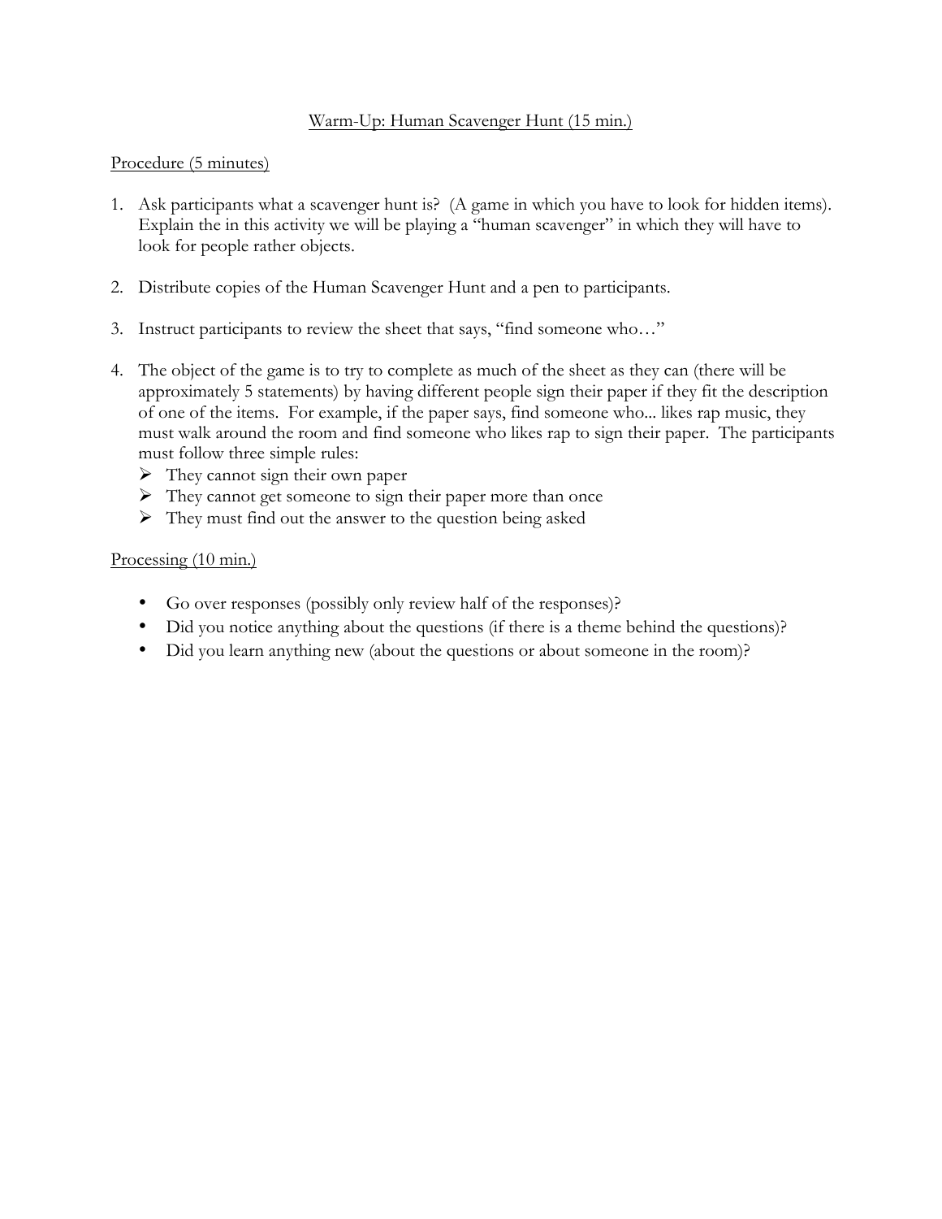## Warm-Up: Human Scavenger Hunt (15 min.)

### Procedure (5 minutes)

1. Ask participants what a scavenger hunt is? (A game in which you have to look for hidden items). Explain the in this activity we will be playing a "human scavenger" in which they will have to look for people rather objects.

2. Distribute copies of the Human Scavenger Hunt and a pen to participants.

3. Instruct participants to review the sheet that says, "find someone who…"

4. The object of the game is to try to complete as much of the sheet as they can (there will be approximately 5 statements) by having different people sign their paper if they fit the description of one of the items. For example, if the paper says, find someone who... likes rap music, they must walk around the room and find someone who likes rap to sign their paper. The participants must follow three simple rules:
   - They cannot sign their own paper
   - They cannot get someone to sign their paper more than once
   - They must find out the answer to the question being asked

### Processing (10 min.)

- Go over responses (possibly only review half of the responses)?
- Did you notice anything about the questions (if there is a theme behind the questions)?
- Did you learn anything new (about the questions or about someone in the room)?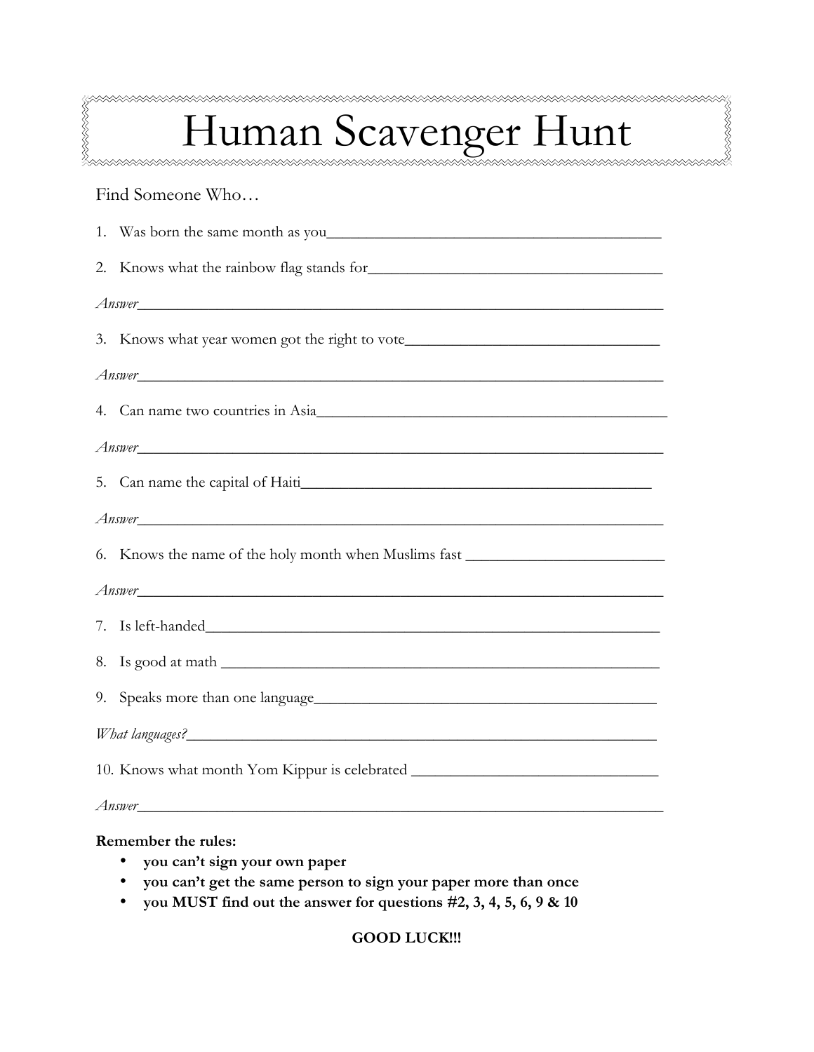# Human Scavenger Hunt

Find Someone Who…

1. Was born the same month as you___________________________________________
2. Knows what the rainbow flag stands for_____________________________________

*Answer*_________________________________________________________________

3. Knows what year women got the right to vote_________________________________

*Answer*_________________________________________________________________

4. Can name two countries in Asia_____________________________________________

*Answer*_________________________________________________________________

5. Can name the capital of Haiti_____________________________________________

*Answer*_________________________________________________________________

6. Knows the name of the holy month when Muslims fast __________________________

*Answer*_________________________________________________________________

7. Is left-handed__________________________________________________________
8. Is good at math ________________________________________________________
9. Speaks more than one language____________________________________________

*What languages?*_________________________________________________________

10. Knows what month Yom Kippur is celebrated ________________________________

*Answer*_________________________________________________________________

**Remember the rules:**

- **you can't sign your own paper**
- **you can't get the same person to sign your paper more than once**
- **you MUST find out the answer for questions #2, 3, 4, 5, 6, 9 & 10**

**GOOD LUCK!!!**